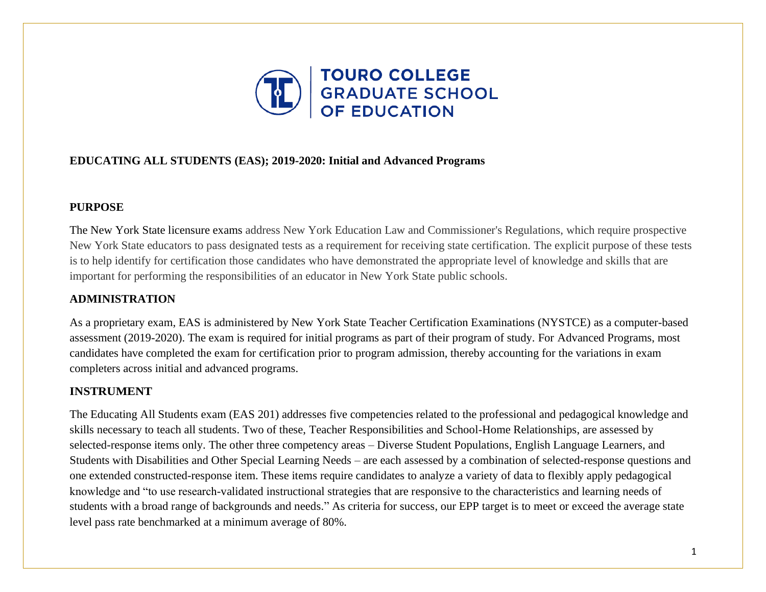**TOURO COLLEGE GRADUATE SCHOOL OF EDUCATION**

# EDUCATING ALL STUDENTS (EAS); 2019-2020: Initial and Advanced Programs

## PURPOSE

The New York State licensure exams address New York Education Law and Commissioner's Regulations, which require prospective New York State educators to pass designated tests as a requirement for receiving state certification. The explicit purpose of these tests is to help identify for certification those candidates who have demonstrated the appropriate level of knowledge and skills that are important for performing the responsibilities of an educator in New York State public schools.

## ADMINISTRATION

As a proprietary exam, EAS is administered by New York State Teacher Certification Examinations (NYSTCE) as a computer-based assessment (2019-2020). The exam is required for initial programs as part of their program of study. For Advanced Programs, most candidates have completed the exam for certification prior to program admission, thereby accounting for the variations in exam completers across initial and advanced programs.

## INSTRUMENT

The Educating All Students exam (EAS 201) addresses five competencies related to the professional and pedagogical knowledge and skills necessary to teach all students. Two of these, Teacher Responsibilities and School-Home Relationships, are assessed by selected-response items only. The other three competency areas – Diverse Student Populations, English Language Learners, and Students with Disabilities and Other Special Learning Needs – are each assessed by a combination of selected-response questions and one extended constructed-response item. These items require candidates to analyze a variety of data to flexibly apply pedagogical knowledge and "to use research-validated instructional strategies that are responsive to the characteristics and learning needs of students with a broad range of backgrounds and needs." As criteria for success, our EPP target is to meet or exceed the average state level pass rate benchmarked at a minimum average of 80%.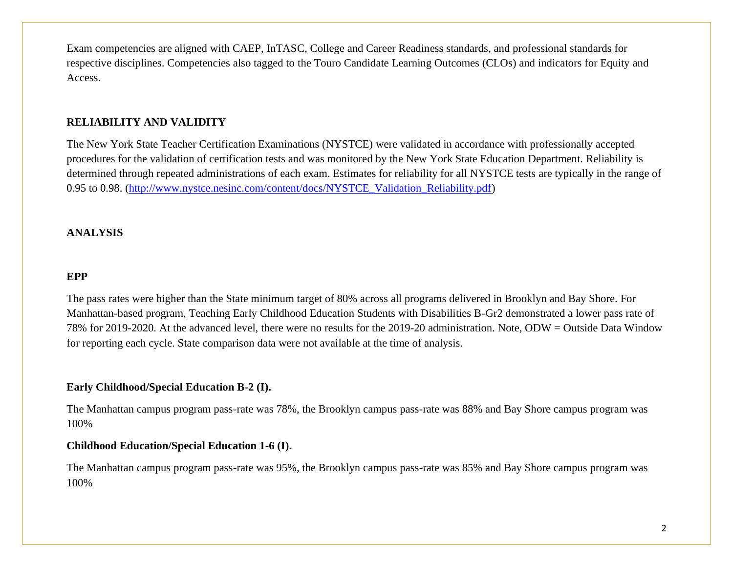Exam competencies are aligned with CAEP, InTASC, College and Career Readiness standards, and professional standards for respective disciplines. Competencies also tagged to the Touro Candidate Learning Outcomes (CLOs) and indicators for Equity and Access.

## RELIABILITY AND VALIDITY

The New York State Teacher Certification Examinations (NYSTCE) were validated in accordance with professionally accepted procedures for the validation of certification tests and was monitored by the New York State Education Department. Reliability is determined through repeated administrations of each exam. Estimates for reliability for all NYSTCE tests are typically in the range of 0.95 to 0.98. (http://www.nystce.nesinc.com/content/docs/NYSTCE_Validation_Reliability.pdf)

## ANALYSIS

### EPP

The pass rates were higher than the State minimum target of 80% across all programs delivered in Brooklyn and Bay Shore. For Manhattan-based program, Teaching Early Childhood Education Students with Disabilities B-Gr2 demonstrated a lower pass rate of 78% for 2019-2020. At the advanced level, there were no results for the 2019-20 administration. Note, ODW = Outside Data Window for reporting each cycle. State comparison data were not available at the time of analysis.

**Early Childhood/Special Education B-2 (I).**

The Manhattan campus program pass-rate was 78%, the Brooklyn campus pass-rate was 88% and Bay Shore campus program was 100%

**Childhood Education/Special Education 1-6 (I).**

The Manhattan campus program pass-rate was 95%, the Brooklyn campus pass-rate was 85% and Bay Shore campus program was 100%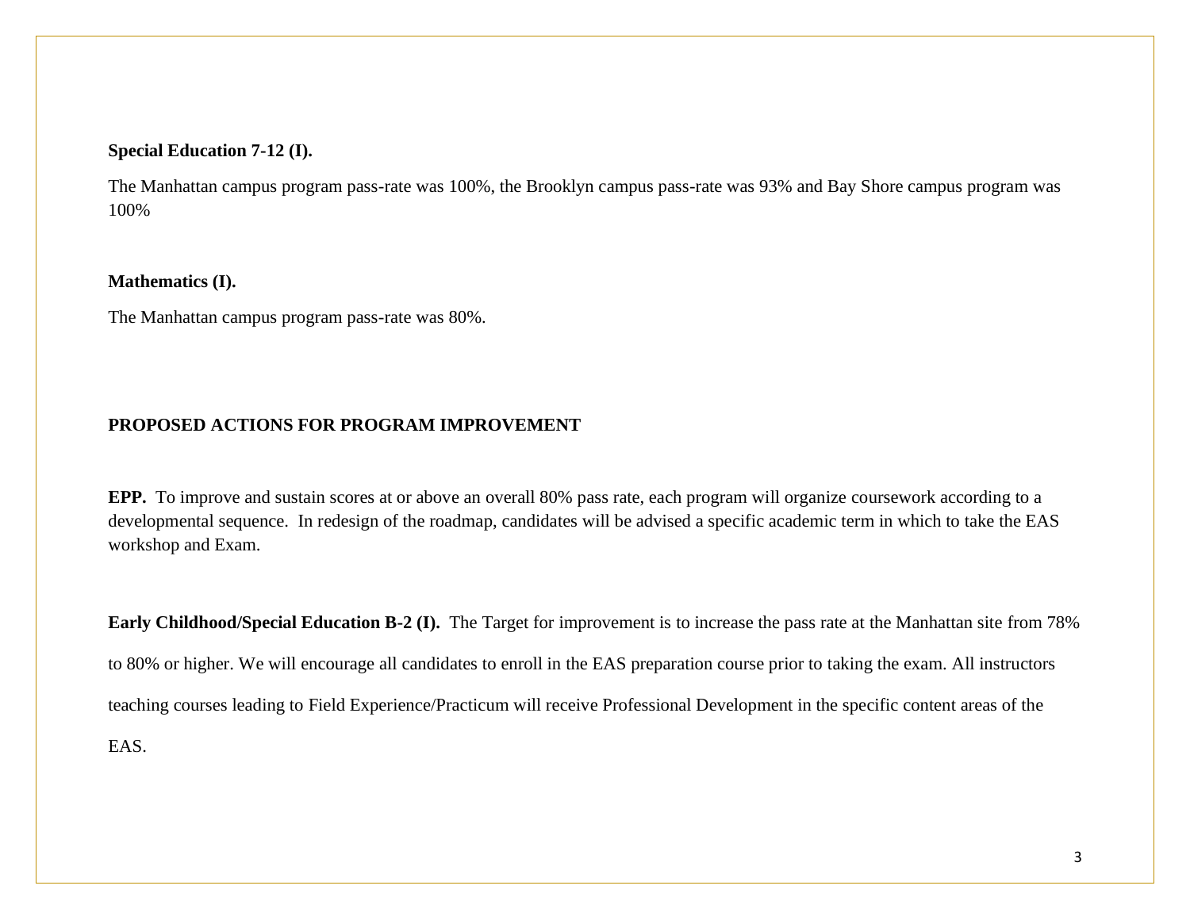**Special Education 7-12 (I).**

The Manhattan campus program pass-rate was 100%, the Brooklyn campus pass-rate was 93% and Bay Shore campus program was 100%

**Mathematics (I).**

The Manhattan campus program pass-rate was 80%.

## PROPOSED ACTIONS FOR PROGRAM IMPROVEMENT

**EPP.** To improve and sustain scores at or above an overall 80% pass rate, each program will organize coursework according to a developmental sequence. In redesign of the roadmap, candidates will be advised a specific academic term in which to take the EAS workshop and Exam.

**Early Childhood/Special Education B-2 (I).** The Target for improvement is to increase the pass rate at the Manhattan site from 78% to 80% or higher. We will encourage all candidates to enroll in the EAS preparation course prior to taking the exam. All instructors teaching courses leading to Field Experience/Practicum will receive Professional Development in the specific content areas of the EAS.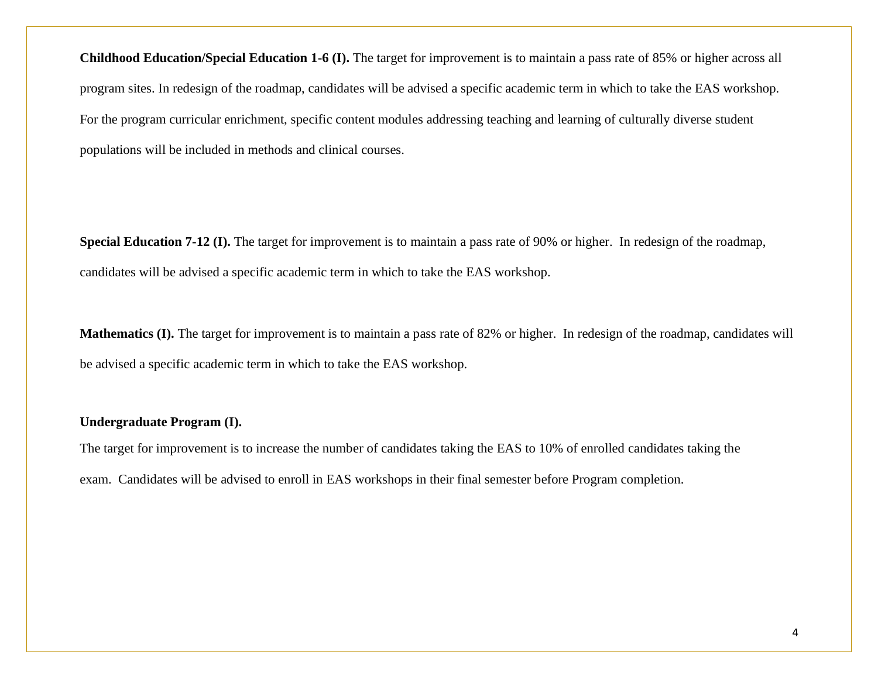**Childhood Education/Special Education 1-6 (I).** The target for improvement is to maintain a pass rate of 85% or higher across all program sites. In redesign of the roadmap, candidates will be advised a specific academic term in which to take the EAS workshop. For the program curricular enrichment, specific content modules addressing teaching and learning of culturally diverse student populations will be included in methods and clinical courses.

**Special Education 7-12 (I).** The target for improvement is to maintain a pass rate of 90% or higher. In redesign of the roadmap, candidates will be advised a specific academic term in which to take the EAS workshop.

**Mathematics (I).** The target for improvement is to maintain a pass rate of 82% or higher. In redesign of the roadmap, candidates will be advised a specific academic term in which to take the EAS workshop.

**Undergraduate Program (I).**

The target for improvement is to increase the number of candidates taking the EAS to 10% of enrolled candidates taking the exam. Candidates will be advised to enroll in EAS workshops in their final semester before Program completion.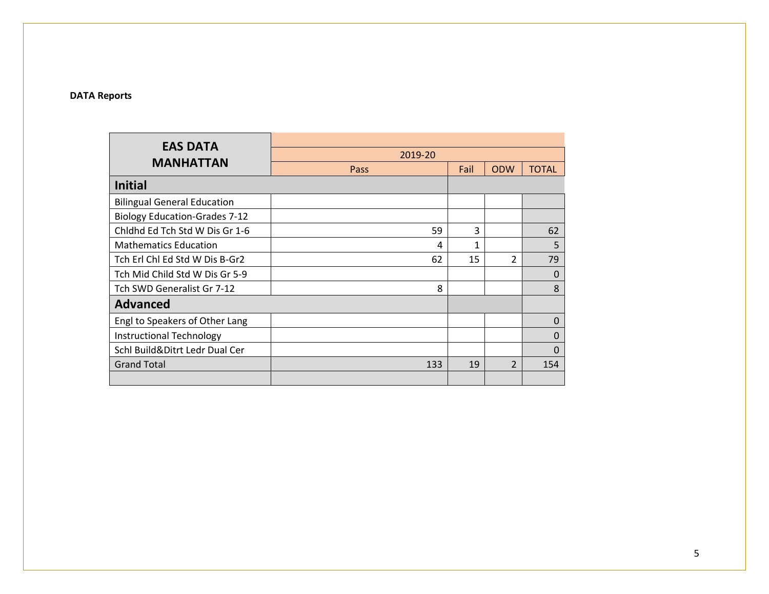**DATA Reports**

| EAS DATA MANHATTAN | 2019-20 | | | |
|---|---|---|---|---|
| | Pass | Fail | ODW | TOTAL |
| **Initial** | | | | |
| Bilingual General Education | | | | |
| Biology Education-Grades 7-12 | | | | |
| Chldhd Ed Tch Std W Dis Gr 1-6 | 59 | 3 | | 62 |
| Mathematics Education | 4 | 1 | | 5 |
| Tch Erl Chl Ed Std W Dis B-Gr2 | 62 | 15 | 2 | 79 |
| Tch Mid Child Std W Dis Gr 5-9 | | | | 0 |
| Tch SWD Generalist Gr 7-12 | 8 | | | 8 |
| **Advanced** | | | | |
| Engl to Speakers of Other Lang | | | | 0 |
| Instructional Technology | | | | 0 |
| Schl Build&Ditrt Ledr Dual Cer | | | | 0 |
| Grand Total | 133 | 19 | 2 | 154 |
| | | | | |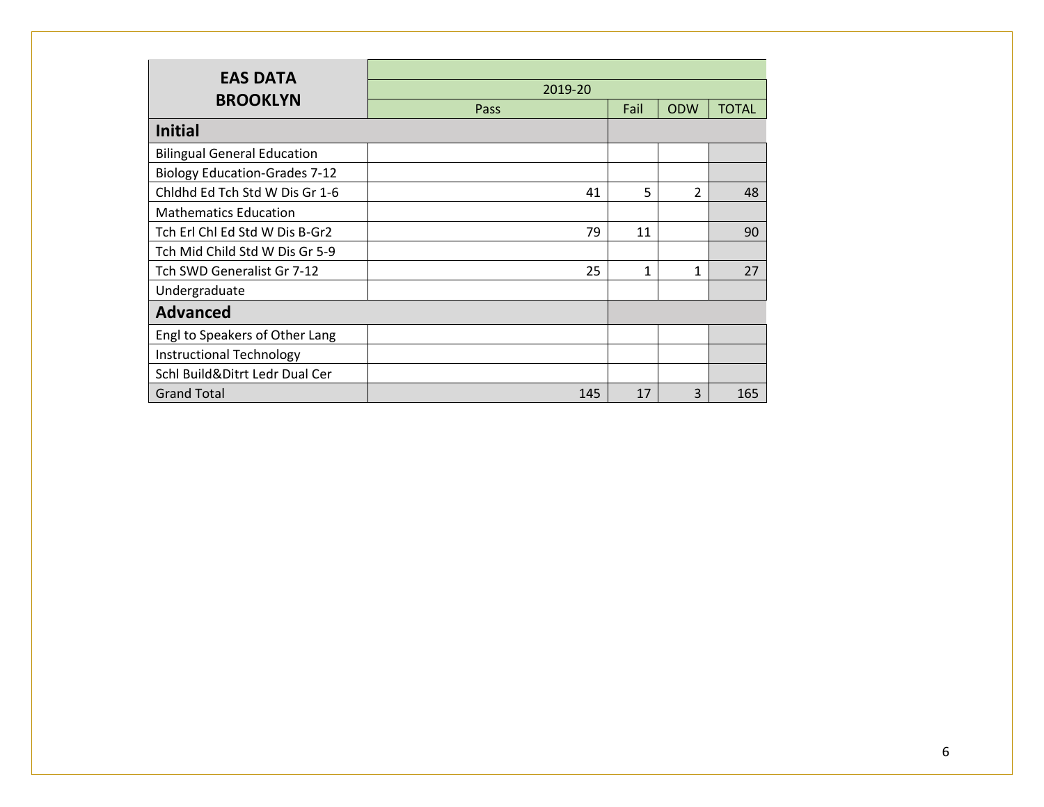| EAS DATA BROOKLYN | 2019-20 | | | |
|---|---|---|---|---|
| | Pass | Fail | ODW | TOTAL |
| **Initial** | | | | |
| Bilingual General Education | | | | |
| Biology Education-Grades 7-12 | | | | |
| Chldhd Ed Tch Std W Dis Gr 1-6 | 41 | 5 | 2 | 48 |
| Mathematics Education | | | | |
| Tch Erl Chl Ed Std W Dis B-Gr2 | 79 | 11 | | 90 |
| Tch Mid Child Std W Dis Gr 5-9 | | | | |
| Tch SWD Generalist Gr 7-12 | 25 | 1 | 1 | 27 |
| Undergraduate | | | | |
| **Advanced** | | | | |
| Engl to Speakers of Other Lang | | | | |
| Instructional Technology | | | | |
| Schl Build&Ditrt Ledr Dual Cer | | | | |
| Grand Total | 145 | 17 | 3 | 165 |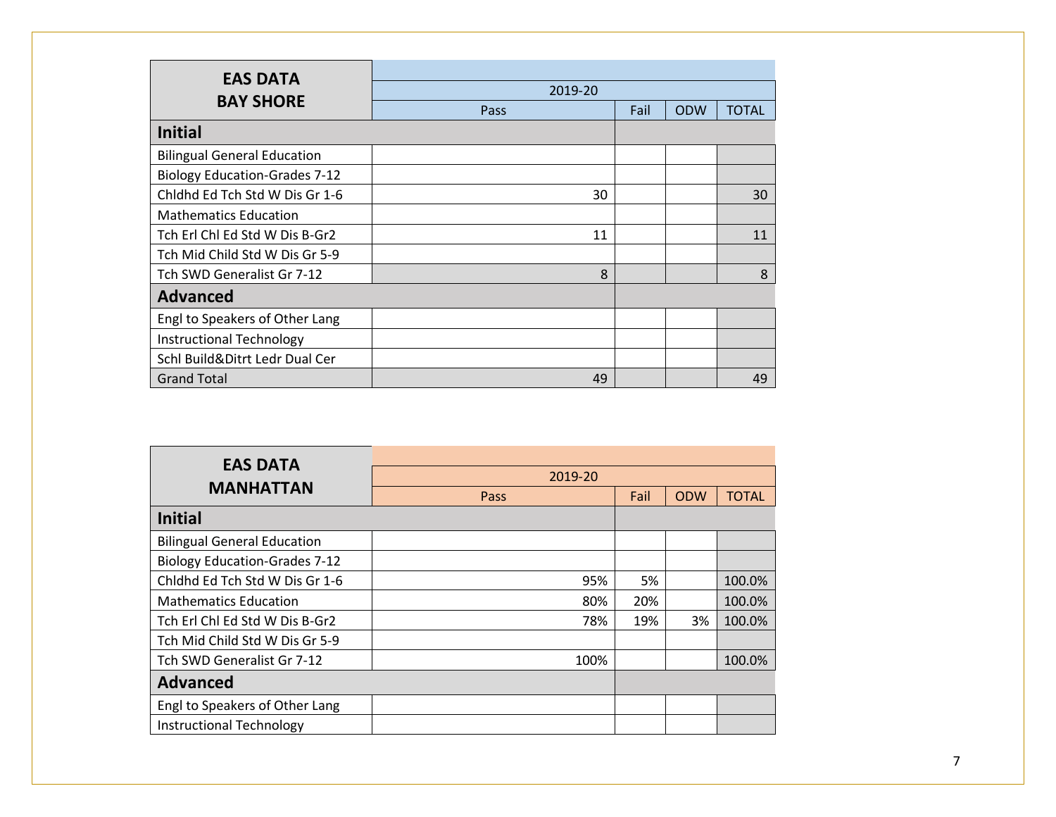| EAS DATA BAY SHORE | 2019-20 | | | |
|---|---|---|---|---|
| | Pass | Fail | ODW | TOTAL |
| **Initial** | | | | |
| Bilingual General Education | | | | |
| Biology Education-Grades 7-12 | | | | |
| Chldhd Ed Tch Std W Dis Gr 1-6 | 30 | | | 30 |
| Mathematics Education | | | | |
| Tch Erl Chl Ed Std W Dis B-Gr2 | 11 | | | 11 |
| Tch Mid Child Std W Dis Gr 5-9 | | | | |
| Tch SWD Generalist Gr 7-12 | 8 | | | 8 |
| **Advanced** | | | | |
| Engl to Speakers of Other Lang | | | | |
| Instructional Technology | | | | |
| Schl Build&Ditrt Ledr Dual Cer | | | | |
| Grand Total | 49 | | | 49 |

| EAS DATA MANHATTAN | 2019-20 | | | |
|---|---|---|---|---|
| | Pass | Fail | ODW | TOTAL |
| **Initial** | | | | |
| Bilingual General Education | | | | |
| Biology Education-Grades 7-12 | | | | |
| Chldhd Ed Tch Std W Dis Gr 1-6 | 95% | 5% | | 100.0% |
| Mathematics Education | 80% | 20% | | 100.0% |
| Tch Erl Chl Ed Std W Dis B-Gr2 | 78% | 19% | 3% | 100.0% |
| Tch Mid Child Std W Dis Gr 5-9 | | | | |
| Tch SWD Generalist Gr 7-12 | 100% | | | 100.0% |
| **Advanced** | | | | |
| Engl to Speakers of Other Lang | | | | |
| Instructional Technology | | | | |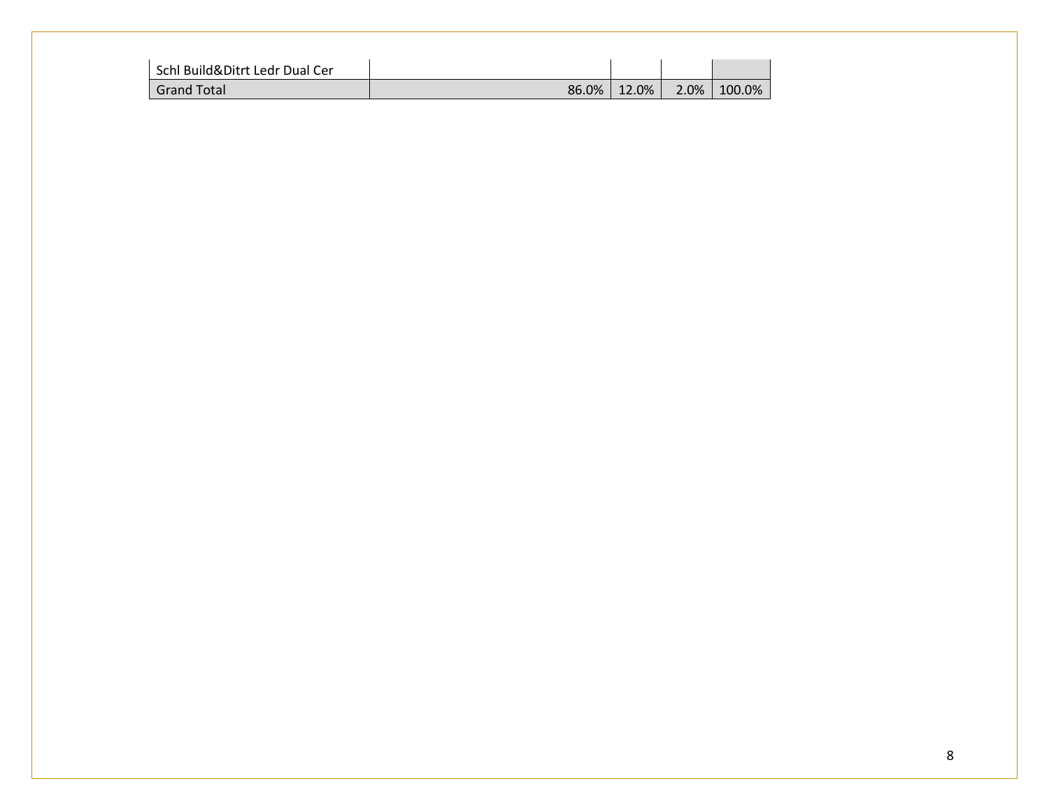| | | | | |
|---|---|---|---|---|
| Schl Build&Ditrt Ledr Dual Cer | | | | |
| Grand Total | 86.0% | 12.0% | 2.0% | 100.0% |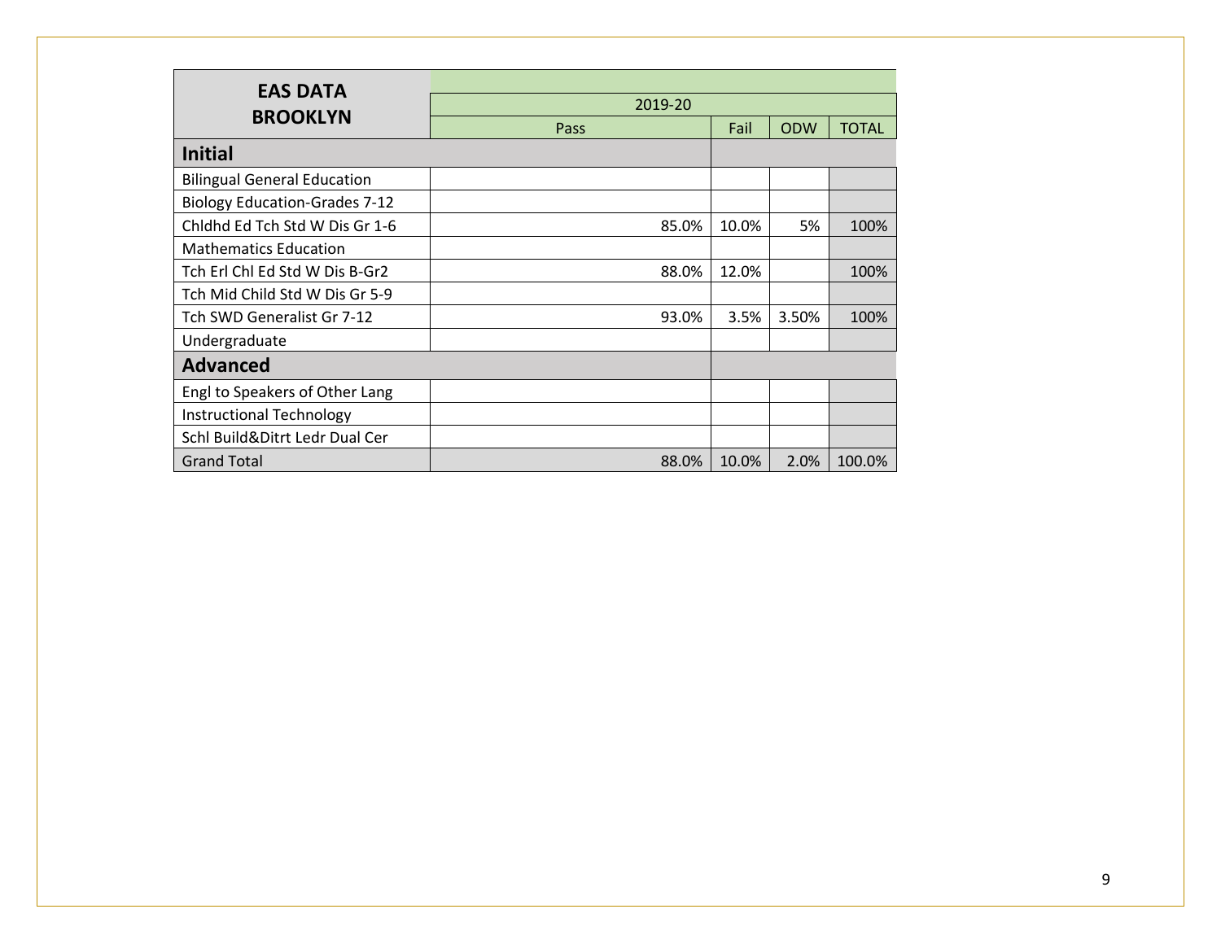| EAS DATA BROOKLYN | 2019-20 | | | |
|---|---|---|---|---|
| | Pass | Fail | ODW | TOTAL |
| **Initial** | | | | |
| Bilingual General Education | | | | |
| Biology Education-Grades 7-12 | | | | |
| Chldhd Ed Tch Std W Dis Gr 1-6 | 85.0% | 10.0% | 5% | 100% |
| Mathematics Education | | | | |
| Tch Erl Chl Ed Std W Dis B-Gr2 | 88.0% | 12.0% | | 100% |
| Tch Mid Child Std W Dis Gr 5-9 | | | | |
| Tch SWD Generalist Gr 7-12 | 93.0% | 3.5% | 3.50% | 100% |
| Undergraduate | | | | |
| **Advanced** | | | | |
| Engl to Speakers of Other Lang | | | | |
| Instructional Technology | | | | |
| Schl Build&Ditrt Ledr Dual Cer | | | | |
| Grand Total | 88.0% | 10.0% | 2.0% | 100.0% |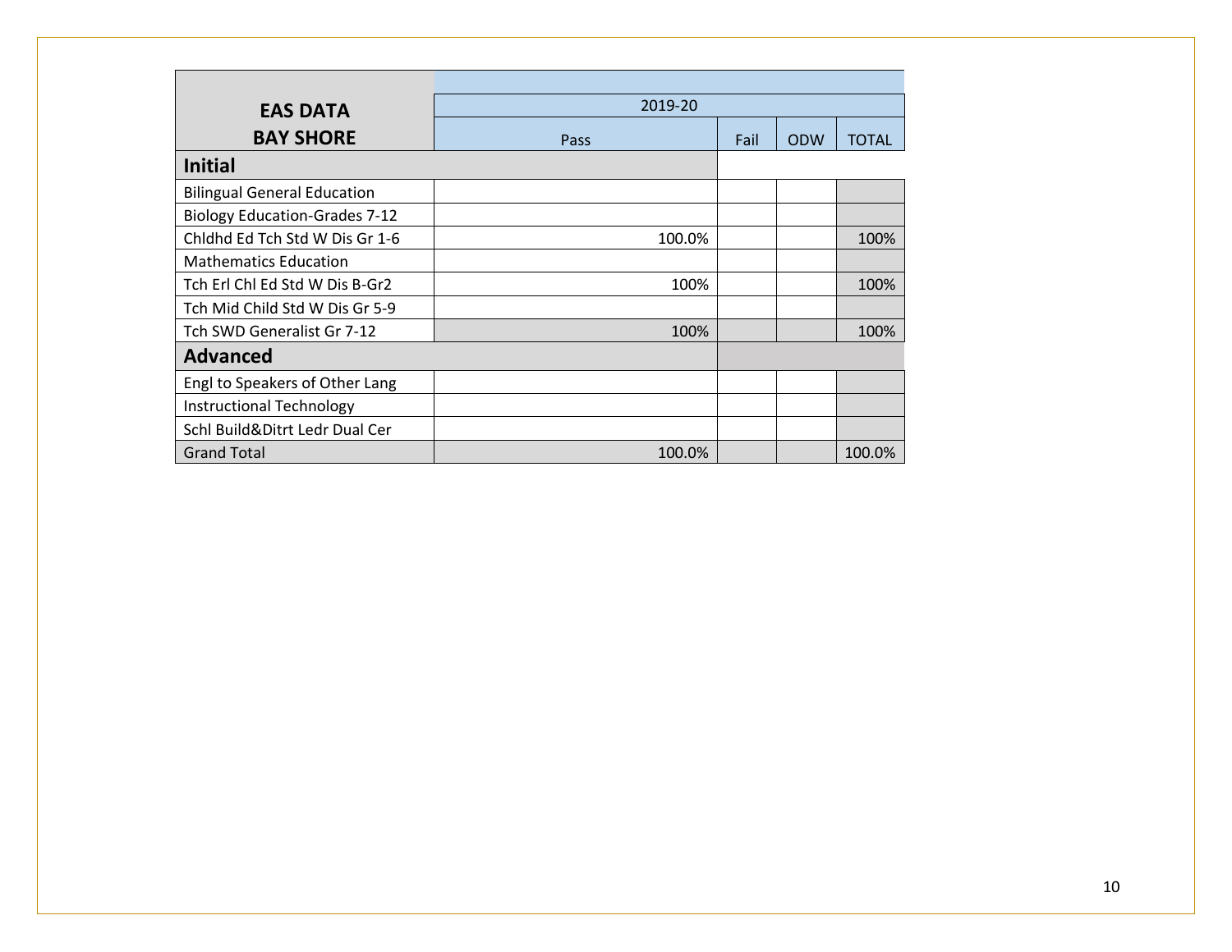| EAS DATA BAY SHORE | 2019-20 | | | |
|---|---|---|---|---|
| | Pass | Fail | ODW | TOTAL |
| **Initial** | | | | |
| Bilingual General Education | | | | |
| Biology Education-Grades 7-12 | | | | |
| Chldhd Ed Tch Std W Dis Gr 1-6 | 100.0% | | | 100% |
| Mathematics Education | | | | |
| Tch Erl Chl Ed Std W Dis B-Gr2 | 100% | | | 100% |
| Tch Mid Child Std W Dis Gr 5-9 | | | | |
| Tch SWD Generalist Gr 7-12 | 100% | | | 100% |
| **Advanced** | | | | |
| Engl to Speakers of Other Lang | | | | |
| Instructional Technology | | | | |
| Schl Build&Ditrt Ledr Dual Cer | | | | |
| Grand Total | 100.0% | | | 100.0% |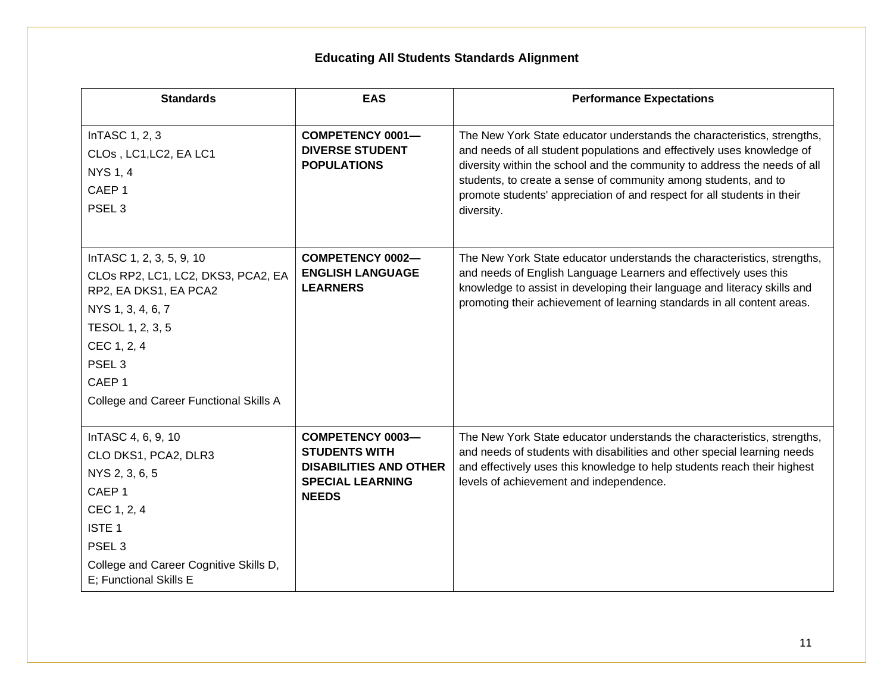# Educating All Students Standards Alignment

| Standards | EAS | Performance Expectations |
|---|---|---|
| InTASC 1, 2, 3<br>CLOs , LC1,LC2, EA LC1<br>NYS 1, 4<br>CAEP 1<br>PSEL 3 | **COMPETENCY 0001—DIVERSE STUDENT POPULATIONS** | The New York State educator understands the characteristics, strengths, and needs of all student populations and effectively uses knowledge of diversity within the school and the community to address the needs of all students, to create a sense of community among students, and to promote students' appreciation of and respect for all students in their diversity. |
| InTASC 1, 2, 3, 5, 9, 10<br>CLOs RP2, LC1, LC2, DKS3, PCA2, EA RP2, EA DKS1, EA PCA2<br>NYS 1, 3, 4, 6, 7<br>TESOL 1, 2, 3, 5<br>CEC 1, 2, 4<br>PSEL 3<br>CAEP 1<br>College and Career Functional Skills A | **COMPETENCY 0002—ENGLISH LANGUAGE LEARNERS** | The New York State educator understands the characteristics, strengths, and needs of English Language Learners and effectively uses this knowledge to assist in developing their language and literacy skills and promoting their achievement of learning standards in all content areas. |
| InTASC 4, 6, 9, 10<br>CLO DKS1, PCA2, DLR3<br>NYS 2, 3, 6, 5<br>CAEP 1<br>CEC 1, 2, 4<br>ISTE 1<br>PSEL 3<br>College and Career Cognitive Skills D, E; Functional Skills E | **COMPETENCY 0003—STUDENTS WITH DISABILITIES AND OTHER SPECIAL LEARNING NEEDS** | The New York State educator understands the characteristics, strengths, and needs of students with disabilities and other special learning needs and effectively uses this knowledge to help students reach their highest levels of achievement and independence. |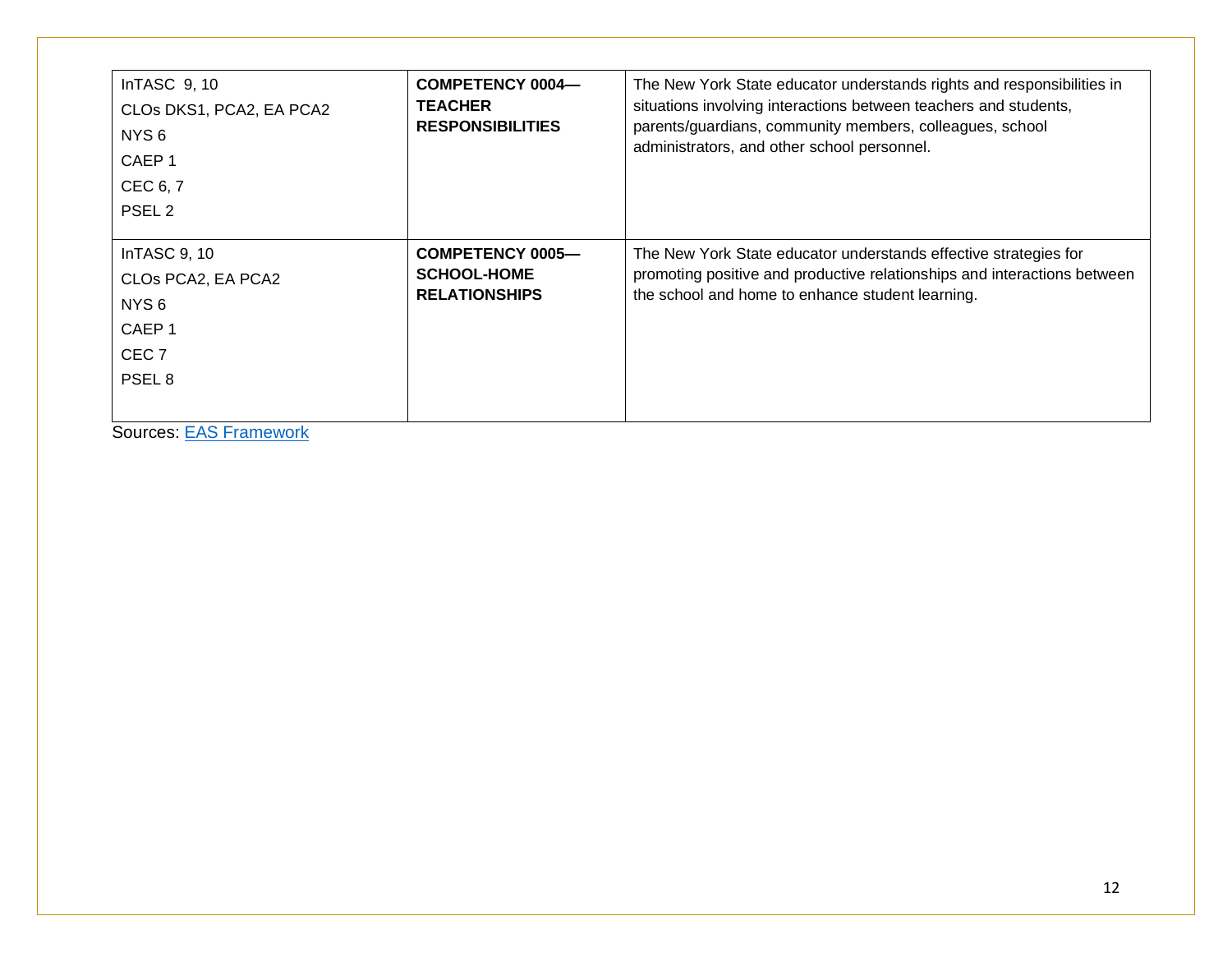| | | |
|---|---|---|
| InTASC 9, 10<br>CLOs DKS1, PCA2, EA PCA2<br>NYS 6<br>CAEP 1<br>CEC 6, 7<br>PSEL 2 | **COMPETENCY 0004—TEACHER RESPONSIBILITIES** | The New York State educator understands rights and responsibilities in situations involving interactions between teachers and students, parents/guardians, community members, colleagues, school administrators, and other school personnel. |
| InTASC 9, 10<br>CLOs PCA2, EA PCA2<br>NYS 6<br>CAEP 1<br>CEC 7<br>PSEL 8 | **COMPETENCY 0005—SCHOOL-HOME RELATIONSHIPS** | The New York State educator understands effective strategies for promoting positive and productive relationships and interactions between the school and home to enhance student learning. |

Sources: EAS Framework